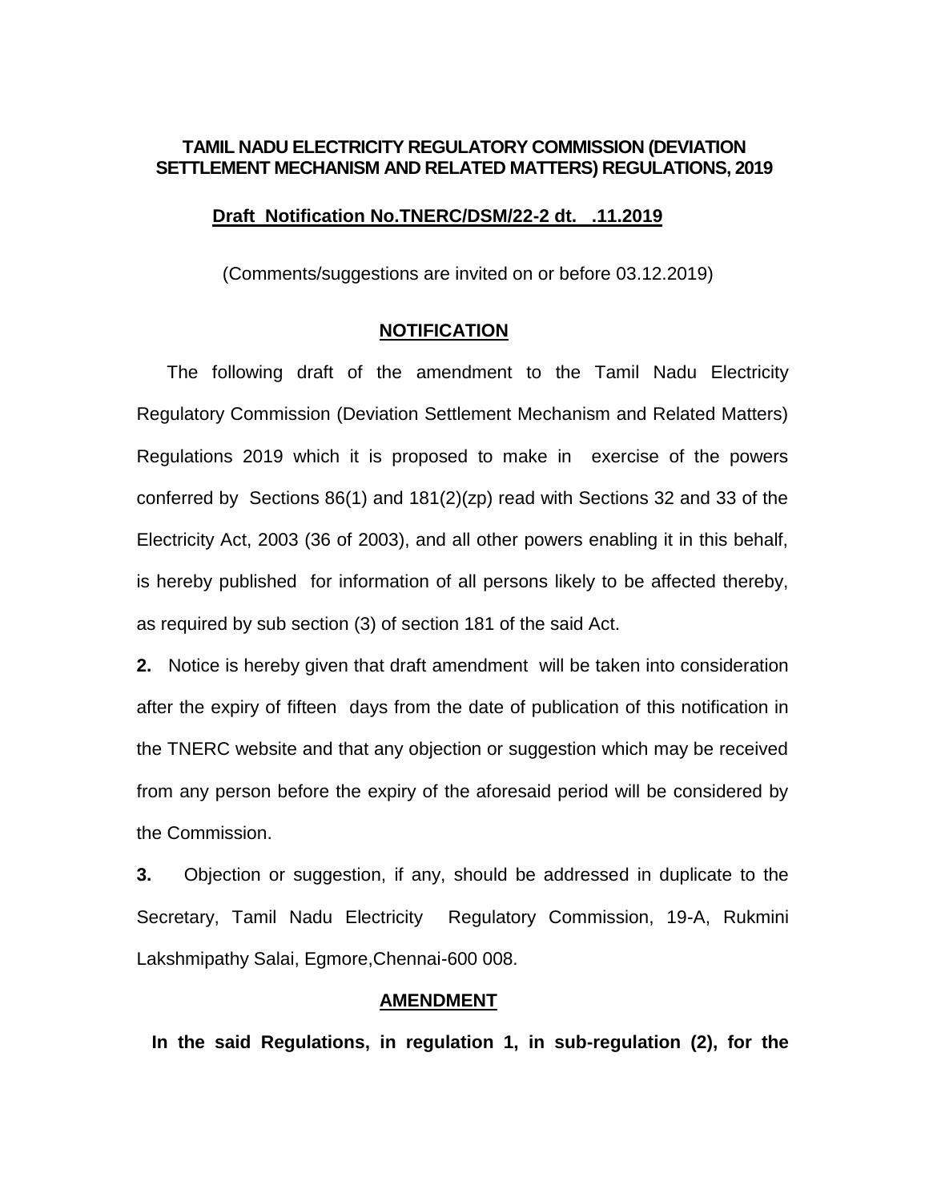**TAMIL NADU ELECTRICITY REGULATORY COMMISSION (DEVIATION SETTLEMENT MECHANISM AND RELATED MATTERS) REGULATIONS, 2019**

**Draft Notification No.TNERC/DSM/22-2 dt. .11.2019**

(Comments/suggestions are invited on or before 03.12.2019)

**NOTIFICATION**

The following draft of the amendment to the Tamil Nadu Electricity Regulatory Commission (Deviation Settlement Mechanism and Related Matters) Regulations 2019 which it is proposed to make in exercise of the powers conferred by Sections 86(1) and 181(2)(zp) read with Sections 32 and 33 of the Electricity Act, 2003 (36 of 2003), and all other powers enabling it in this behalf, is hereby published for information of all persons likely to be affected thereby, as required by sub section (3) of section 181 of the said Act.

**2.** Notice is hereby given that draft amendment will be taken into consideration after the expiry of fifteen days from the date of publication of this notification in the TNERC website and that any objection or suggestion which may be received from any person before the expiry of the aforesaid period will be considered by the Commission.

**3.** Objection or suggestion, if any, should be addressed in duplicate to the Secretary, Tamil Nadu Electricity Regulatory Commission, 19-A, Rukmini Lakshmipathy Salai, Egmore,Chennai-600 008.

**AMENDMENT**

**In the said Regulations, in regulation 1, in sub-regulation (2), for the**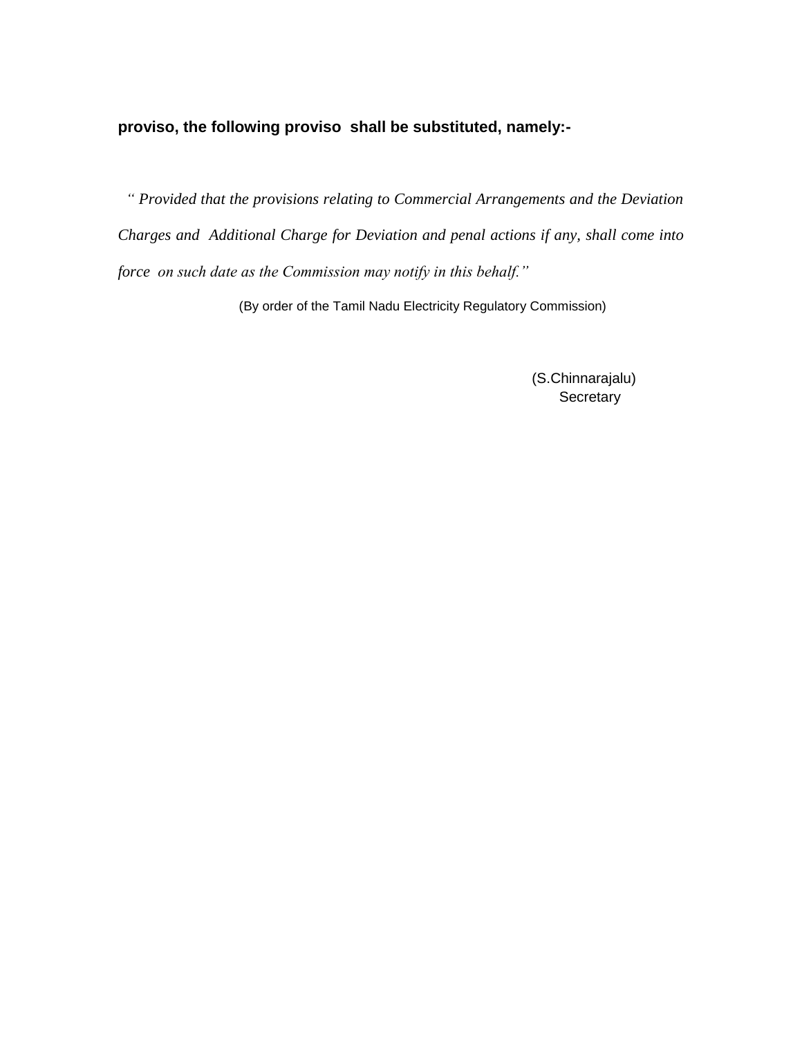**proviso, the following proviso shall be substituted, namely:-**

*" Provided that the provisions relating to Commercial Arrangements and the Deviation Charges and Additional Charge for Deviation and penal actions if any, shall come into force on such date as the Commission may notify in this behalf."*

(By order of the Tamil Nadu Electricity Regulatory Commission)

(S.Chinnarajalu)
Secretary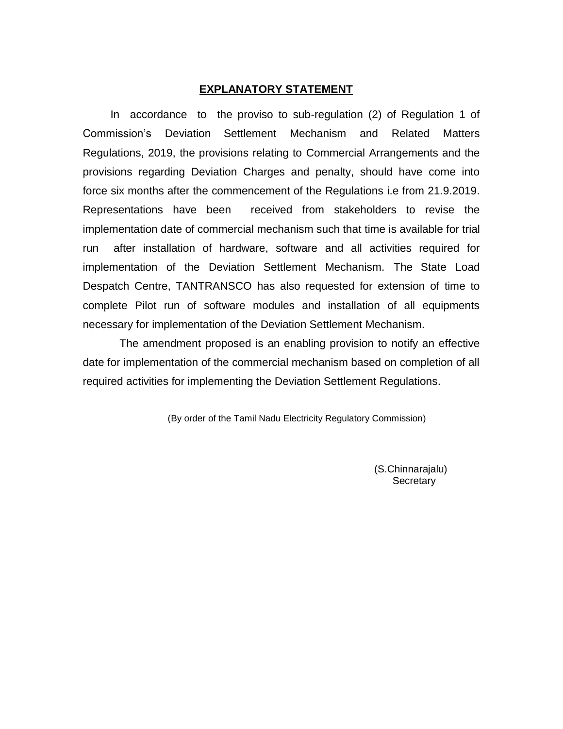## EXPLANATORY STATEMENT

In accordance to the proviso to sub-regulation (2) of Regulation 1 of Commission's Deviation Settlement Mechanism and Related Matters Regulations, 2019, the provisions relating to Commercial Arrangements and the provisions regarding Deviation Charges and penalty, should have come into force six months after the commencement of the Regulations i.e from 21.9.2019. Representations have been received from stakeholders to revise the implementation date of commercial mechanism such that time is available for trial run after installation of hardware, software and all activities required for implementation of the Deviation Settlement Mechanism. The State Load Despatch Centre, TANTRANSCO has also requested for extension of time to complete Pilot run of software modules and installation of all equipments necessary for implementation of the Deviation Settlement Mechanism.

The amendment proposed is an enabling provision to notify an effective date for implementation of the commercial mechanism based on completion of all required activities for implementing the Deviation Settlement Regulations.

(By order of the Tamil Nadu Electricity Regulatory Commission)

(S.Chinnarajalu)
Secretary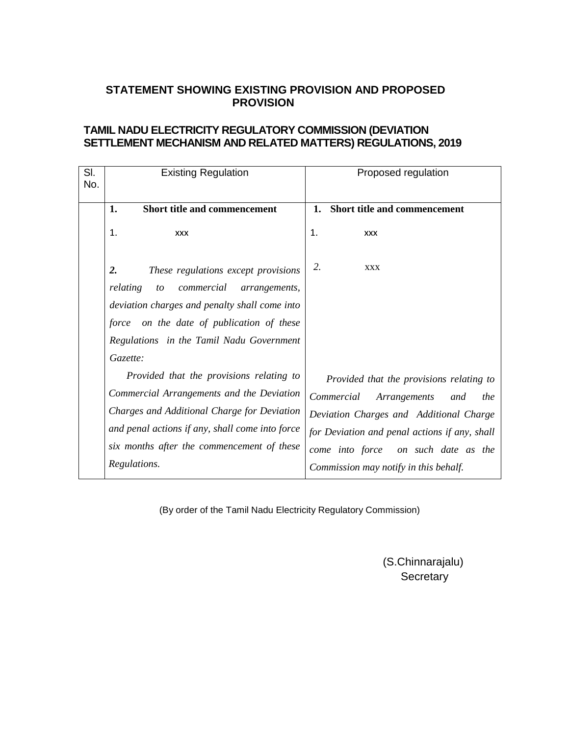## STATEMENT SHOWING EXISTING PROVISION AND PROPOSED PROVISION

### TAMIL NADU ELECTRICITY REGULATORY COMMISSION (DEVIATION SETTLEMENT MECHANISM AND RELATED MATTERS) REGULATIONS, 2019

| Sl. No. | Existing Regulation | Proposed regulation |
|---|---|---|
| | **1. Short title and commencement** | **1. Short title and commencement** |
| | 1. xxx | 1. xxx |
| | ***2.*** *These regulations except provisions relating to commercial arrangements, deviation charges and penalty shall come into force on the date of publication of these Regulations in the Tamil Nadu Government Gazette:* | *2.* xxx |
| | *Provided that the provisions relating to Commercial Arrangements and the Deviation Charges and Additional Charge for Deviation and penal actions if any, shall come into force six months after the commencement of these Regulations.* | *Provided that the provisions relating to Commercial Arrangements and the Deviation Charges and Additional Charge for Deviation and penal actions if any, shall come into force on such date as the Commission may notify in this behalf.* |

(By order of the Tamil Nadu Electricity Regulatory Commission)

(S.Chinnarajalu)
Secretary